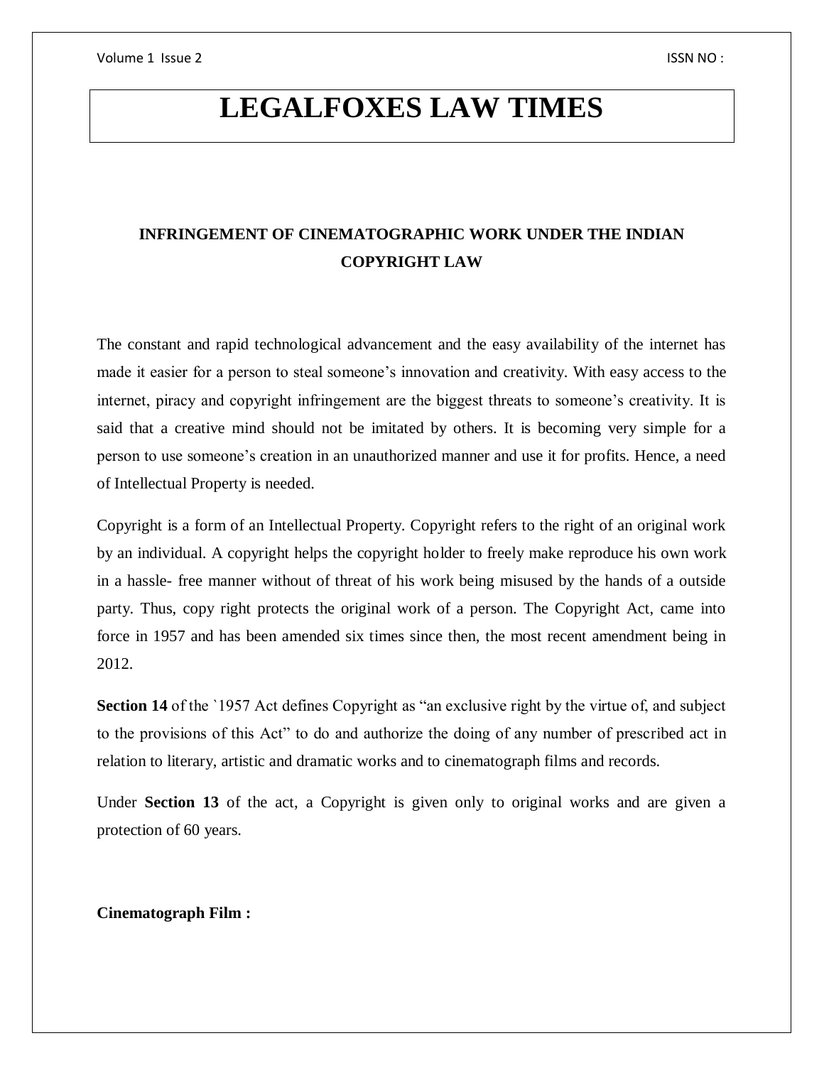# LEGALFOXES LAW TIMES

## INFRINGEMENT OF CINEMATOGRAPHIC WORK UNDER THE INDIAN COPYRIGHT LAW

The constant and rapid technological advancement and the easy availability of the internet has made it easier for a person to steal someone's innovation and creativity. With easy access to the internet, piracy and copyright infringement are the biggest threats to someone's creativity. It is said that a creative mind should not be imitated by others. It is becoming very simple for a person to use someone's creation in an unauthorized manner and use it for profits. Hence, a need of Intellectual Property is needed.

Copyright is a form of an Intellectual Property. Copyright refers to the right of an original work by an individual. A copyright helps the copyright holder to freely make reproduce his own work in a hassle- free manner without of threat of his work being misused by the hands of a outside party. Thus, copy right protects the original work of a person. The Copyright Act, came into force in 1957 and has been amended six times since then, the most recent amendment being in 2012.

**Section 14** of the `1957 Act defines Copyright as "an exclusive right by the virtue of, and subject to the provisions of this Act" to do and authorize the doing of any number of prescribed act in relation to literary, artistic and dramatic works and to cinematograph films and records.

Under **Section 13** of the act, a Copyright is given only to original works and are given a protection of 60 years.

**Cinematograph Film :**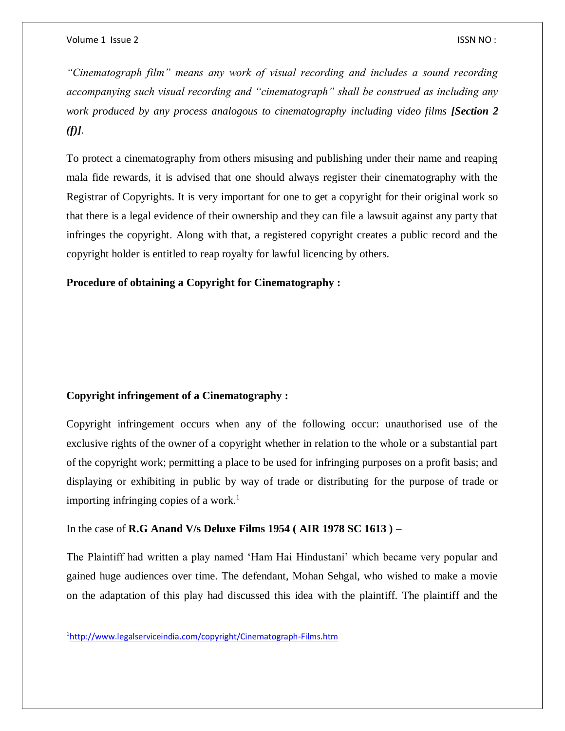*"Cinematograph film" means any work of visual recording and includes a sound recording accompanying such visual recording and "cinematograph" shall be construed as including any work produced by any process analogous to cinematography including video films* ***[Section 2 (f)]****.*

To protect a cinematography from others misusing and publishing under their name and reaping mala fide rewards, it is advised that one should always register their cinematography with the Registrar of Copyrights. It is very important for one to get a copyright for their original work so that there is a legal evidence of their ownership and they can file a lawsuit against any party that infringes the copyright. Along with that, a registered copyright creates a public record and the copyright holder is entitled to reap royalty for lawful licencing by others.

**Procedure of obtaining a Copyright for Cinematography :**

**Copyright infringement of a Cinematography :**

Copyright infringement occurs when any of the following occur: unauthorised use of the exclusive rights of the owner of a copyright whether in relation to the whole or a substantial part of the copyright work; permitting a place to be used for infringing purposes on a profit basis; and displaying or exhibiting in public by way of trade or distributing for the purpose of trade or importing infringing copies of a work.[1]

In the case of **R.G Anand V/s Deluxe Films 1954 ( AIR 1978 SC 1613 )** –

The Plaintiff had written a play named 'Ham Hai Hindustani' which became very popular and gained huge audiences over time. The defendant, Mohan Sehgal, who wished to make a movie on the adaptation of this play had discussed this idea with the plaintiff. The plaintiff and the

[1] http://www.legalserviceindia.com/copyright/Cinematograph-Films.htm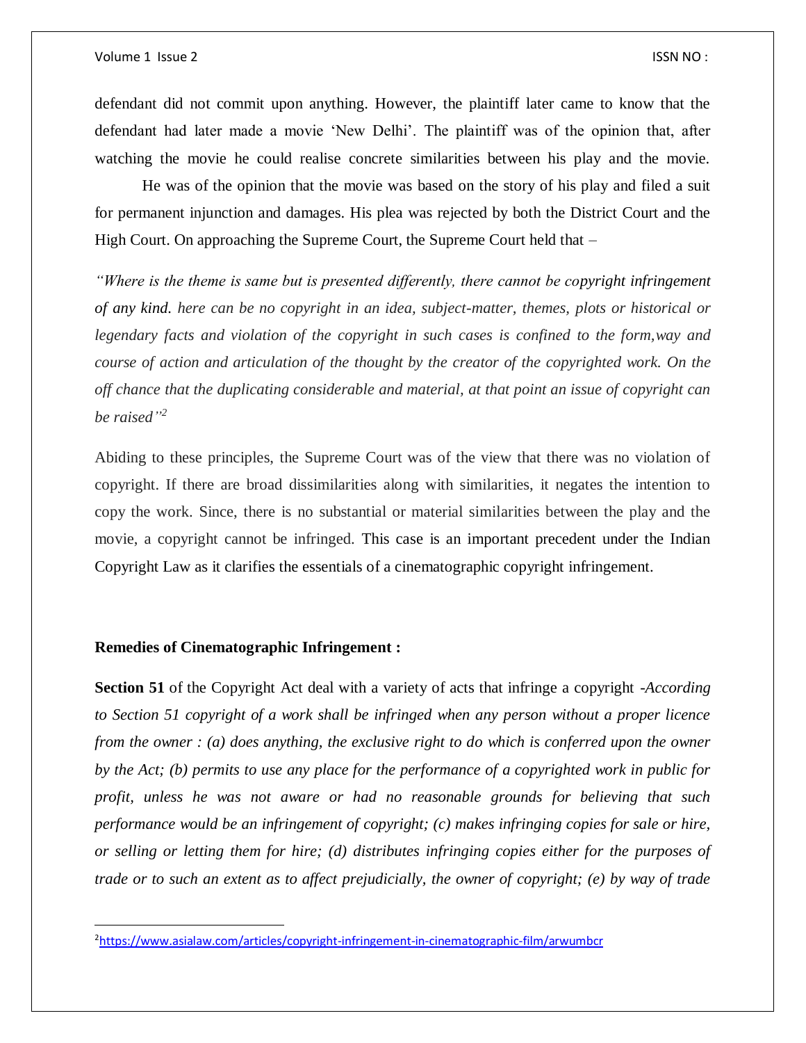defendant did not commit upon anything. However, the plaintiff later came to know that the defendant had later made a movie 'New Delhi'. The plaintiff was of the opinion that, after watching the movie he could realise concrete similarities between his play and the movie.

He was of the opinion that the movie was based on the story of his play and filed a suit for permanent injunction and damages. His plea was rejected by both the District Court and the High Court. On approaching the Supreme Court, the Supreme Court held that –

*"Where is the theme is same but is presented differently, there cannot be copyright infringement of any kind. here can be no copyright in an idea, subject-matter, themes, plots or historical or legendary facts and violation of the copyright in such cases is confined to the form,way and course of action and articulation of the thought by the creator of the copyrighted work. On the off chance that the duplicating considerable and material, at that point an issue of copyright can be raised"*[2]

Abiding to these principles, the Supreme Court was of the view that there was no violation of copyright. If there are broad dissimilarities along with similarities, it negates the intention to copy the work. Since, there is no substantial or material similarities between the play and the movie, a copyright cannot be infringed. This case is an important precedent under the Indian Copyright Law as it clarifies the essentials of a cinematographic copyright infringement.

**Remedies of Cinematographic Infringement :**

**Section 51** of the Copyright Act deal with a variety of acts that infringe a copyright -*According to Section 51 copyright of a work shall be infringed when any person without a proper licence from the owner : (a) does anything, the exclusive right to do which is conferred upon the owner by the Act; (b) permits to use any place for the performance of a copyrighted work in public for profit, unless he was not aware or had no reasonable grounds for believing that such performance would be an infringement of copyright; (c) makes infringing copies for sale or hire, or selling or letting them for hire; (d) distributes infringing copies either for the purposes of trade or to such an extent as to affect prejudicially, the owner of copyright; (e) by way of trade*

[2] https://www.asialaw.com/articles/copyright-infringement-in-cinematographic-film/arwumbcr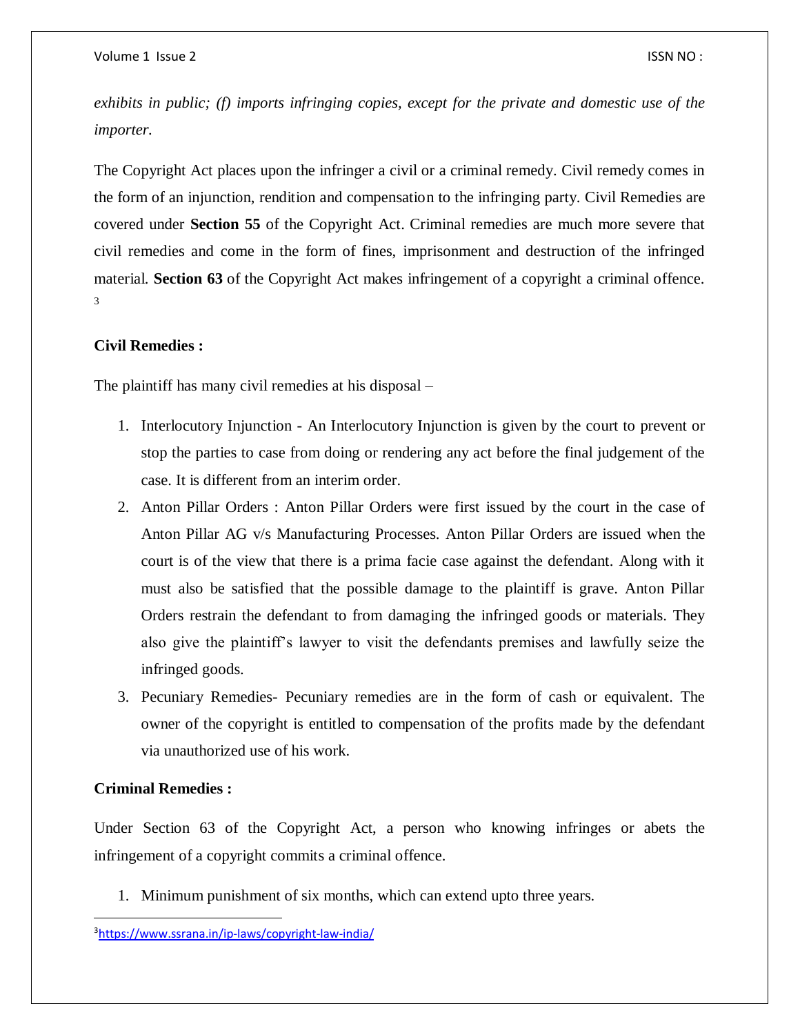*exhibits in public; (f) imports infringing copies, except for the private and domestic use of the importer.*

The Copyright Act places upon the infringer a civil or a criminal remedy. Civil remedy comes in the form of an injunction, rendition and compensation to the infringing party. Civil Remedies are covered under **Section 55** of the Copyright Act. Criminal remedies are much more severe that civil remedies and come in the form of fines, imprisonment and destruction of the infringed material. **Section 63** of the Copyright Act makes infringement of a copyright a criminal offence. [3]

**Civil Remedies :**

The plaintiff has many civil remedies at his disposal –

1. Interlocutory Injunction - An Interlocutory Injunction is given by the court to prevent or stop the parties to case from doing or rendering any act before the final judgement of the case. It is different from an interim order.
2. Anton Pillar Orders : Anton Pillar Orders were first issued by the court in the case of Anton Pillar AG v/s Manufacturing Processes. Anton Pillar Orders are issued when the court is of the view that there is a prima facie case against the defendant. Along with it must also be satisfied that the possible damage to the plaintiff is grave. Anton Pillar Orders restrain the defendant to from damaging the infringed goods or materials. They also give the plaintiff's lawyer to visit the defendants premises and lawfully seize the infringed goods.
3. Pecuniary Remedies- Pecuniary remedies are in the form of cash or equivalent. The owner of the copyright is entitled to compensation of the profits made by the defendant via unauthorized use of his work.

**Criminal Remedies :**

Under Section 63 of the Copyright Act, a person who knowing infringes or abets the infringement of a copyright commits a criminal offence.

1. Minimum punishment of six months, which can extend upto three years.

---

[3] https://www.ssrana.in/ip-laws/copyright-law-india/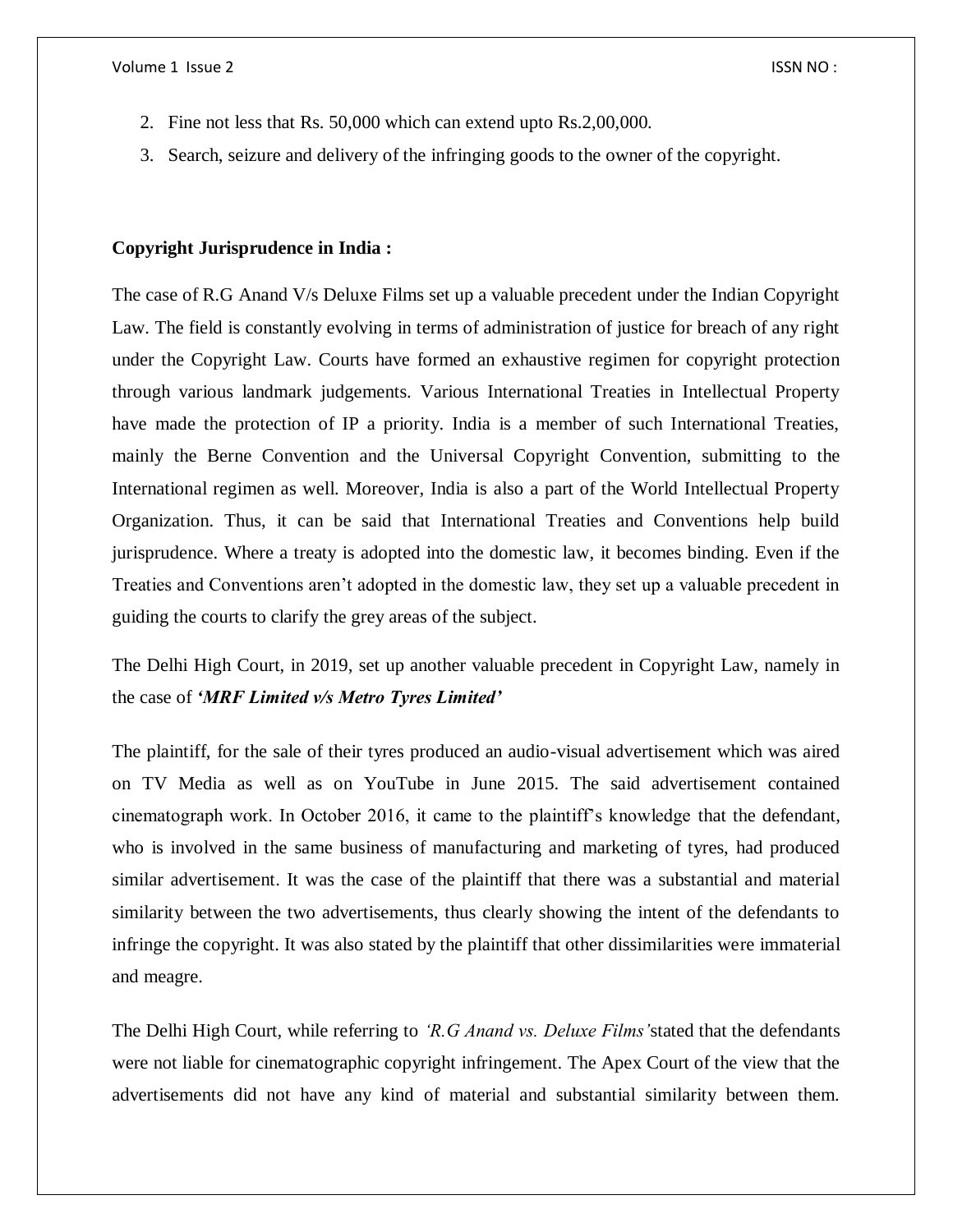2. Fine not less that Rs. 50,000 which can extend upto Rs.2,00,000.
3. Search, seizure and delivery of the infringing goods to the owner of the copyright.

**Copyright Jurisprudence in India :**

The case of R.G Anand V/s Deluxe Films set up a valuable precedent under the Indian Copyright Law. The field is constantly evolving in terms of administration of justice for breach of any right under the Copyright Law. Courts have formed an exhaustive regimen for copyright protection through various landmark judgements. Various International Treaties in Intellectual Property have made the protection of IP a priority. India is a member of such International Treaties, mainly the Berne Convention and the Universal Copyright Convention, submitting to the International regimen as well. Moreover, India is also a part of the World Intellectual Property Organization. Thus, it can be said that International Treaties and Conventions help build jurisprudence. Where a treaty is adopted into the domestic law, it becomes binding. Even if the Treaties and Conventions aren't adopted in the domestic law, they set up a valuable precedent in guiding the courts to clarify the grey areas of the subject.

The Delhi High Court, in 2019, set up another valuable precedent in Copyright Law, namely in the case of ***'MRF Limited v/s Metro Tyres Limited'***

The plaintiff, for the sale of their tyres produced an audio-visual advertisement which was aired on TV Media as well as on YouTube in June 2015. The said advertisement contained cinematograph work. In October 2016, it came to the plaintiff's knowledge that the defendant, who is involved in the same business of manufacturing and marketing of tyres, had produced similar advertisement. It was the case of the plaintiff that there was a substantial and material similarity between the two advertisements, thus clearly showing the intent of the defendants to infringe the copyright. It was also stated by the plaintiff that other dissimilarities were immaterial and meagre.

The Delhi High Court, while referring to *'R.G Anand vs. Deluxe Films'*stated that the defendants were not liable for cinematographic copyright infringement. The Apex Court of the view that the advertisements did not have any kind of material and substantial similarity between them.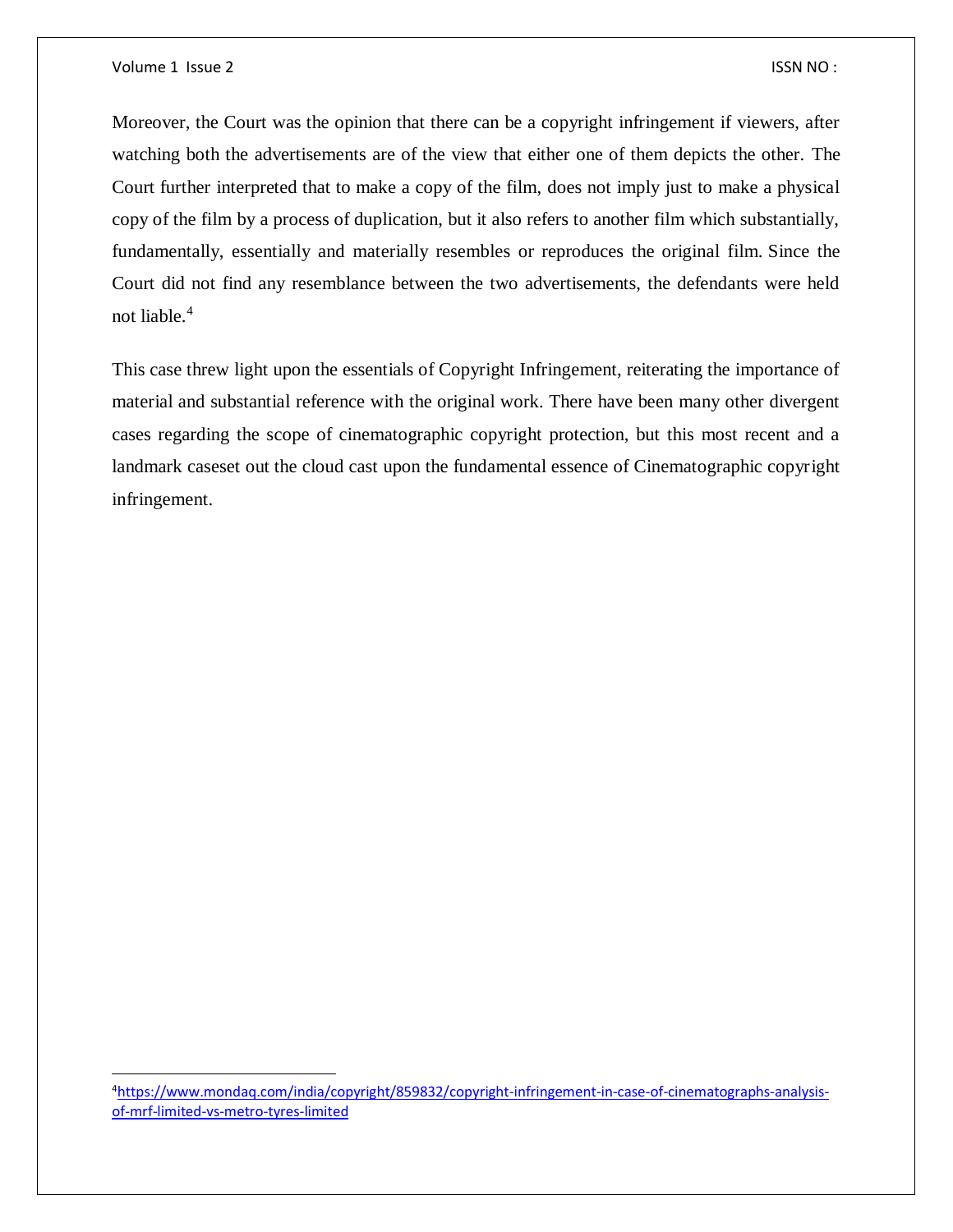Moreover, the Court was the opinion that there can be a copyright infringement if viewers, after watching both the advertisements are of the view that either one of them depicts the other. The Court further interpreted that to make a copy of the film, does not imply just to make a physical copy of the film by a process of duplication, but it also refers to another film which substantially, fundamentally, essentially and materially resembles or reproduces the original film. Since the Court did not find any resemblance between the two advertisements, the defendants were held not liable.[4]

This case threw light upon the essentials of Copyright Infringement, reiterating the importance of material and substantial reference with the original work. There have been many other divergent cases regarding the scope of cinematographic copyright protection, but this most recent and a landmark caseset out the cloud cast upon the fundamental essence of Cinematographic copyright infringement.

---

[4]https://www.mondaq.com/india/copyright/859832/copyright-infringement-in-case-of-cinematographs-analysis-of-mrf-limited-vs-metro-tyres-limited